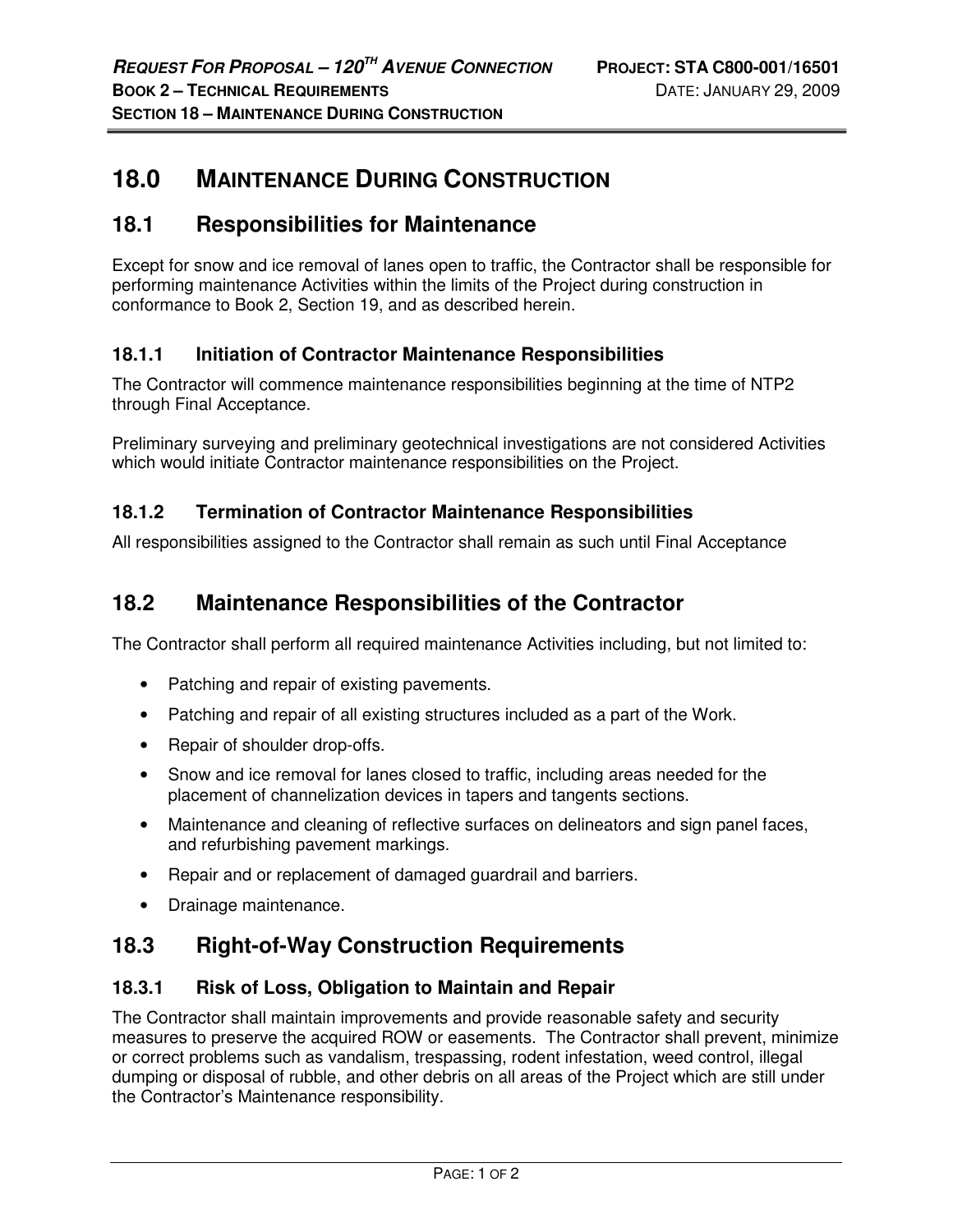# 18.0 MAINTENANCE DURING CONSTRUCTION

## 18.1 Responsibilities for Maintenance

Except for snow and ice removal of lanes open to traffic, the Contractor shall be responsible for performing maintenance Activities within the limits of the Project during construction in conformance to Book 2, Section 19, and as described herein.

### 18.1.1 Initiation of Contractor Maintenance Responsibilities

The Contractor will commence maintenance responsibilities beginning at the time of NTP2 through Final Acceptance.

Preliminary surveying and preliminary geotechnical investigations are not considered Activities which would initiate Contractor maintenance responsibilities on the Project.

### 18.1.2 Termination of Contractor Maintenance Responsibilities

All responsibilities assigned to the Contractor shall remain as such until Final Acceptance

## 18.2 Maintenance Responsibilities of the Contractor

The Contractor shall perform all required maintenance Activities including, but not limited to:

- Patching and repair of existing pavements.
- Patching and repair of all existing structures included as a part of the Work.
- Repair of shoulder drop-offs.
- Snow and ice removal for lanes closed to traffic, including areas needed for the placement of channelization devices in tapers and tangents sections.
- Maintenance and cleaning of reflective surfaces on delineators and sign panel faces, and refurbishing pavement markings.
- Repair and or replacement of damaged guardrail and barriers.
- Drainage maintenance.

## 18.3 Right-of-Way Construction Requirements

### 18.3.1 Risk of Loss, Obligation to Maintain and Repair

The Contractor shall maintain improvements and provide reasonable safety and security measures to preserve the acquired ROW or easements. The Contractor shall prevent, minimize or correct problems such as vandalism, trespassing, rodent infestation, weed control, illegal dumping or disposal of rubble, and other debris on all areas of the Project which are still under the Contractor's Maintenance responsibility.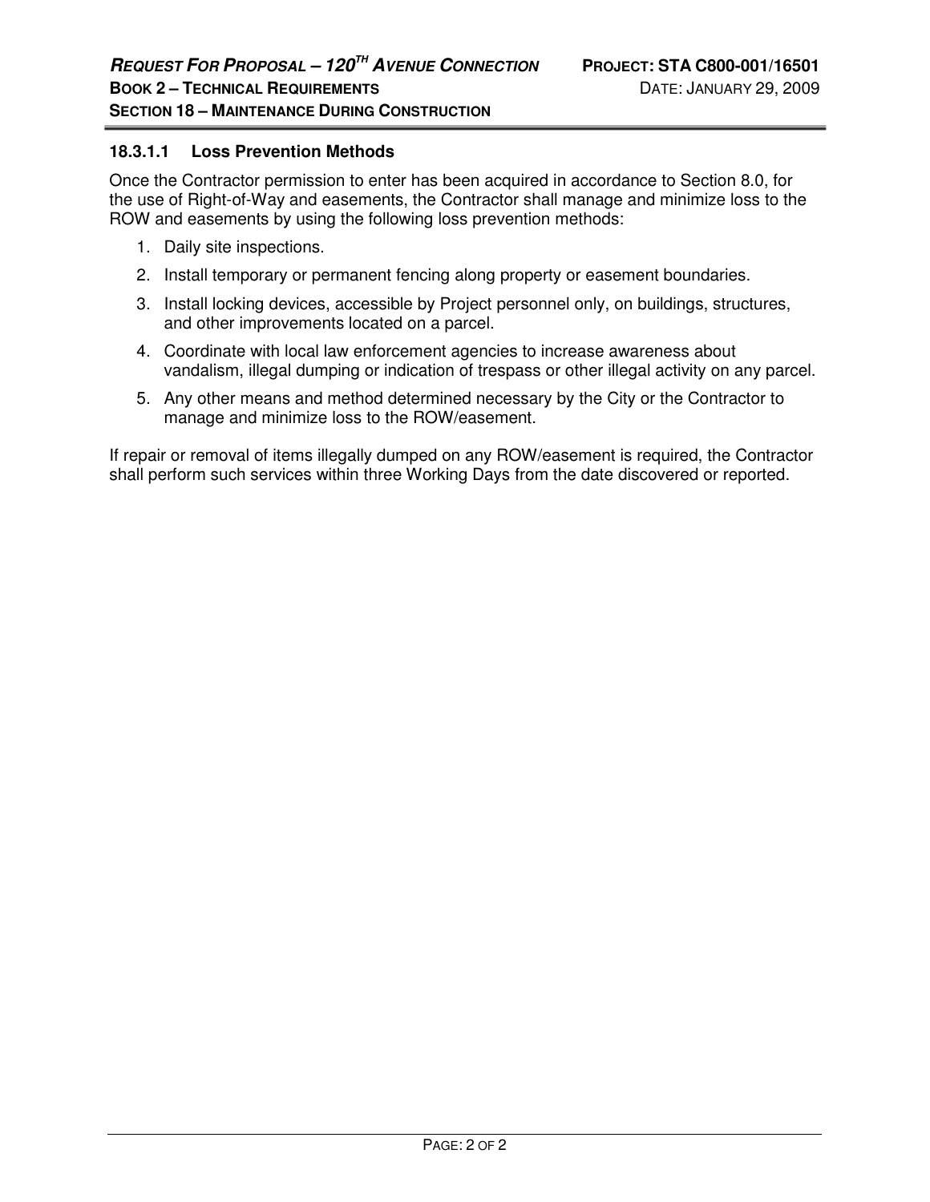#### 18.3.1.1 Loss Prevention Methods

Once the Contractor permission to enter has been acquired in accordance to Section 8.0, for the use of Right-of-Way and easements, the Contractor shall manage and minimize loss to the ROW and easements by using the following loss prevention methods:

1. Daily site inspections.
2. Install temporary or permanent fencing along property or easement boundaries.
3. Install locking devices, accessible by Project personnel only, on buildings, structures, and other improvements located on a parcel.
4. Coordinate with local law enforcement agencies to increase awareness about vandalism, illegal dumping or indication of trespass or other illegal activity on any parcel.
5. Any other means and method determined necessary by the City or the Contractor to manage and minimize loss to the ROW/easement.

If repair or removal of items illegally dumped on any ROW/easement is required, the Contractor shall perform such services within three Working Days from the date discovered or reported.